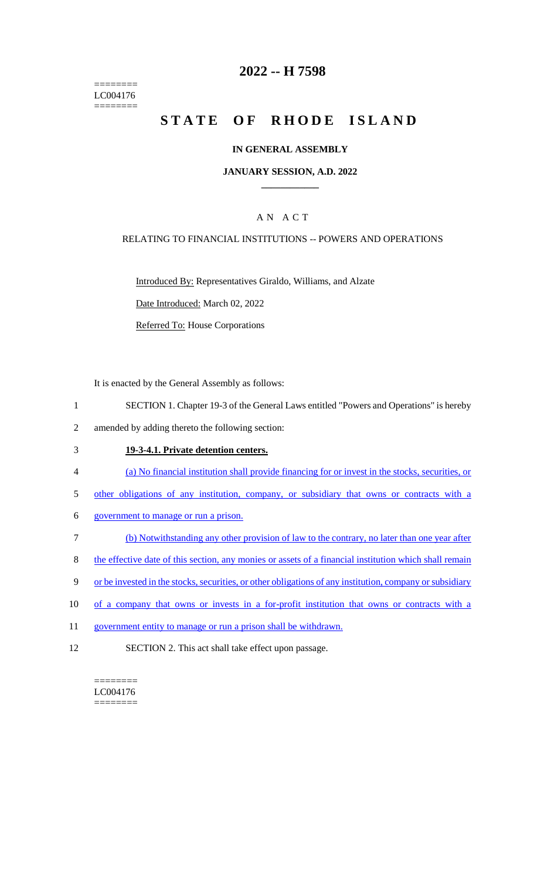========
LC004176
========

# 2022 -- H 7598

# STATE OF RHODE ISLAND

## IN GENERAL ASSEMBLY

### JANUARY SESSION, A.D. 2022

### A N A C T

RELATING TO FINANCIAL INSTITUTIONS -- POWERS AND OPERATIONS

Introduced By: Representatives Giraldo, Williams, and Alzate

Date Introduced: March 02, 2022

Referred To: House Corporations

It is enacted by the General Assembly as follows:

1 SECTION 1. Chapter 19-3 of the General Laws entitled "Powers and Operations" is hereby
2 amended by adding thereto the following section:

3 **19-3-4.1. Private detention centers.**

4 (a) No financial institution shall provide financing for or invest in the stocks, securities, or
5 other obligations of any institution, company, or subsidiary that owns or contracts with a
6 government to manage or run a prison.

7 (b) Notwithstanding any other provision of law to the contrary, no later than one year after
8 the effective date of this section, any monies or assets of a financial institution which shall remain
9 or be invested in the stocks, securities, or other obligations of any institution, company or subsidiary
10 of a company that owns or invests in a for-profit institution that owns or contracts with a
11 government entity to manage or run a prison shall be withdrawn.

12 SECTION 2. This act shall take effect upon passage.

========
LC004176
========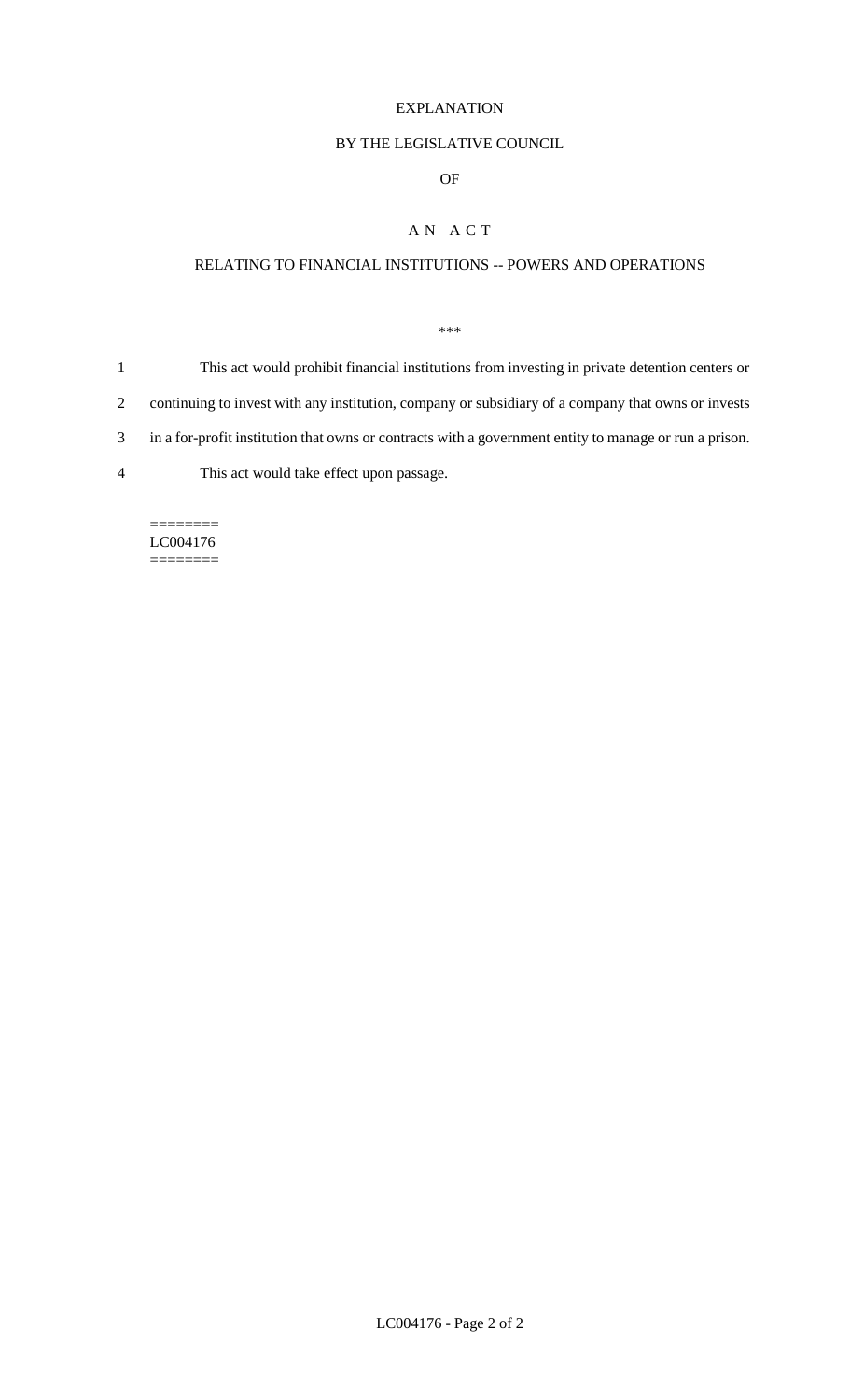EXPLANATION

BY THE LEGISLATIVE COUNCIL

OF

A N A C T

RELATING TO FINANCIAL INSTITUTIONS -- POWERS AND OPERATIONS

\*\*\*

1 This act would prohibit financial institutions from investing in private detention centers or
2 continuing to invest with any institution, company or subsidiary of a company that owns or invests
3 in a for-profit institution that owns or contracts with a government entity to manage or run a prison.
4 This act would take effect upon passage.

========
LC004176
========